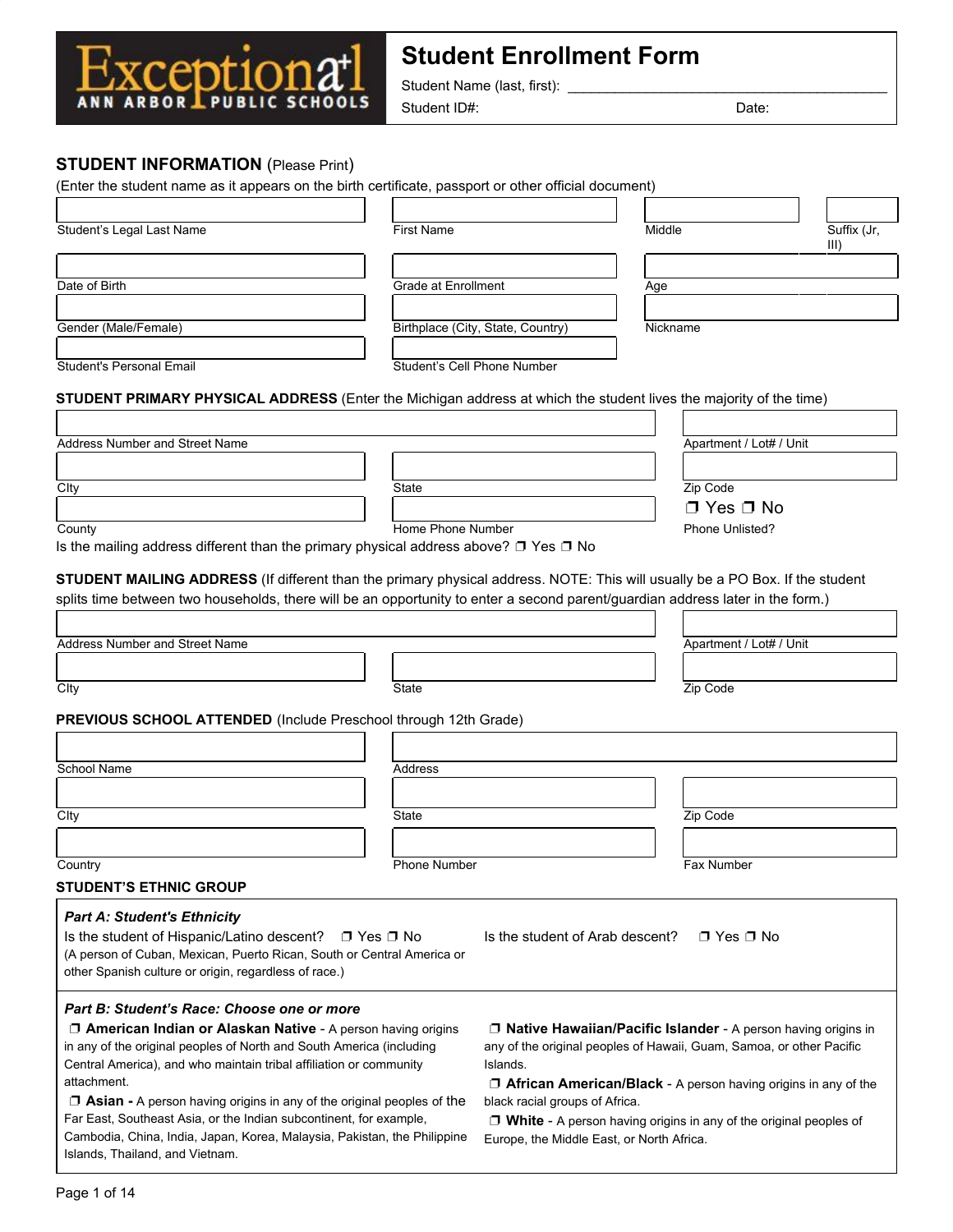Exceptional+ ANN ARBOR PUBLIC SCHOOLS

# Student Enrollment Form

Student Name (last, first): ______________________________

Student ID#: Date:

## STUDENT INFORMATION (Please Print)

(Enter the student name as it appears on the birth certificate, passport or other official document)

| Student's Legal Last Name | First Name | Middle | Suffix (Jr, III) |
|---|---|---|---|
| | | | |

| Date of Birth | Grade at Enrollment | Age |
|---|---|---|
| | | |

| Gender (Male/Female) | Birthplace (City, State, Country) | Nickname |
|---|---|---|
| | | |

| Student's Personal Email | Student's Cell Phone Number |
|---|---|
| | |

## STUDENT PRIMARY PHYSICAL ADDRESS (Enter the Michigan address at which the student lives the majority of the time)

| Address Number and Street Name | Apartment / Lot# / Unit |
|---|---|
| | |

| CIty | State | Zip Code |
|---|---|---|
| | | |

| County | Home Phone Number | Phone Unlisted? |
|---|---|---|
| | | ❒ Yes ❒ No |

Is the mailing address different than the primary physical address above? ❒ Yes ❒ No

## STUDENT MAILING ADDRESS (If different than the primary physical address. NOTE: This will usually be a PO Box. If the student splits time between two households, there will be an opportunity to enter a second parent/guardian address later in the form.)

| Address Number and Street Name | Apartment / Lot# / Unit |
|---|---|
| | |

| CIty | State | Zip Code |
|---|---|---|
| | | |

## PREVIOUS SCHOOL ATTENDED (Include Preschool through 12th Grade)

| School Name | Address |
|---|---|
| | |

| CIty | State | Zip Code |
|---|---|---|
| | | |

| Country | Phone Number | Fax Number |
|---|---|---|
| | | |

## STUDENT'S ETHNIC GROUP

### *Part A: Student's Ethnicity*

Is the student of Hispanic/Latino descent? ❒ Yes ❒ No
(A person of Cuban, Mexican, Puerto Rican, South or Central America or other Spanish culture or origin, regardless of race.)

Is the student of Arab descent? ❒ Yes ❒ No

### *Part B: Student's Race: Choose one or more*

❒ **American Indian or Alaskan Native** - A person having origins in any of the original peoples of North and South America (including Central America), and who maintain tribal affiliation or community attachment.

❒ **Asian -** A person having origins in any of the original peoples of the Far East, Southeast Asia, or the Indian subcontinent, for example, Cambodia, China, India, Japan, Korea, Malaysia, Pakistan, the Philippine Islands, Thailand, and Vietnam.

❒ **Native Hawaiian/Pacific Islander** - A person having origins in any of the original peoples of Hawaii, Guam, Samoa, or other Pacific Islands.

❒ **African American/Black** - A person having origins in any of the black racial groups of Africa.

❒ **White** - A person having origins in any of the original peoples of Europe, the Middle East, or North Africa.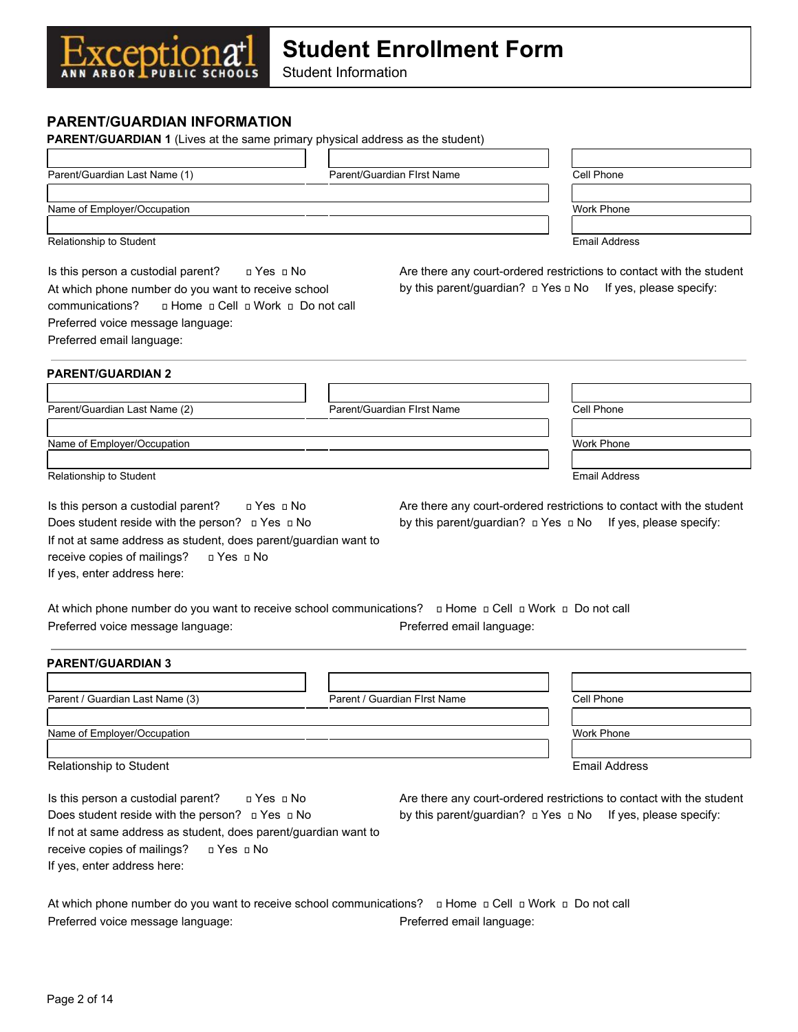# Student Enrollment Form

Student Information

## PARENT/GUARDIAN INFORMATION

**PARENT/GUARDIAN 1** (Lives at the same primary physical address as the student)

| Parent/Guardian Last Name (1) | Parent/Guardian FIrst Name | Cell Phone |
|---|---|---|
| Name of Employer/Occupation | | Work Phone |
| Relationship to Student | | Email Address |

Is this person a custodial parent? ▫ Yes ▫ No

At which phone number do you want to receive school communications? ▫ Home ▫ Cell ▫ Work ▫ Do not call

Preferred voice message language:

Preferred email language:

Are there any court-ordered restrictions to contact with the student by this parent/guardian? ▫ Yes ▫ No If yes, please specify:

---

**PARENT/GUARDIAN 2**

| Parent/Guardian Last Name (2) | Parent/Guardian FIrst Name | Cell Phone |
|---|---|---|
| Name of Employer/Occupation | | Work Phone |
| Relationship to Student | | Email Address |

Is this person a custodial parent? ▫ Yes ▫ No

Does student reside with the person? ▫ Yes ▫ No

If not at same address as student, does parent/guardian want to receive copies of mailings? ▫ Yes ▫ No

If yes, enter address here:

Are there any court-ordered restrictions to contact with the student by this parent/guardian? ▫ Yes ▫ No If yes, please specify:

At which phone number do you want to receive school communications? ▫ Home ▫ Cell ▫ Work ▫ Do not call

Preferred voice message language:

Preferred email language:

---

**PARENT/GUARDIAN 3**

| Parent / Guardian Last Name (3) | Parent / Guardian FIrst Name | Cell Phone |
|---|---|---|
| Name of Employer/Occupation | | Work Phone |
| Relationship to Student | | Email Address |

Is this person a custodial parent? ▫ Yes ▫ No

Does student reside with the person? ▫ Yes ▫ No

If not at same address as student, does parent/guardian want to receive copies of mailings? ▫ Yes ▫ No

If yes, enter address here:

Are there any court-ordered restrictions to contact with the student by this parent/guardian? ▫ Yes ▫ No If yes, please specify:

At which phone number do you want to receive school communications? ▫ Home ▫ Cell ▫ Work ▫ Do not call

Preferred voice message language:

Preferred email language: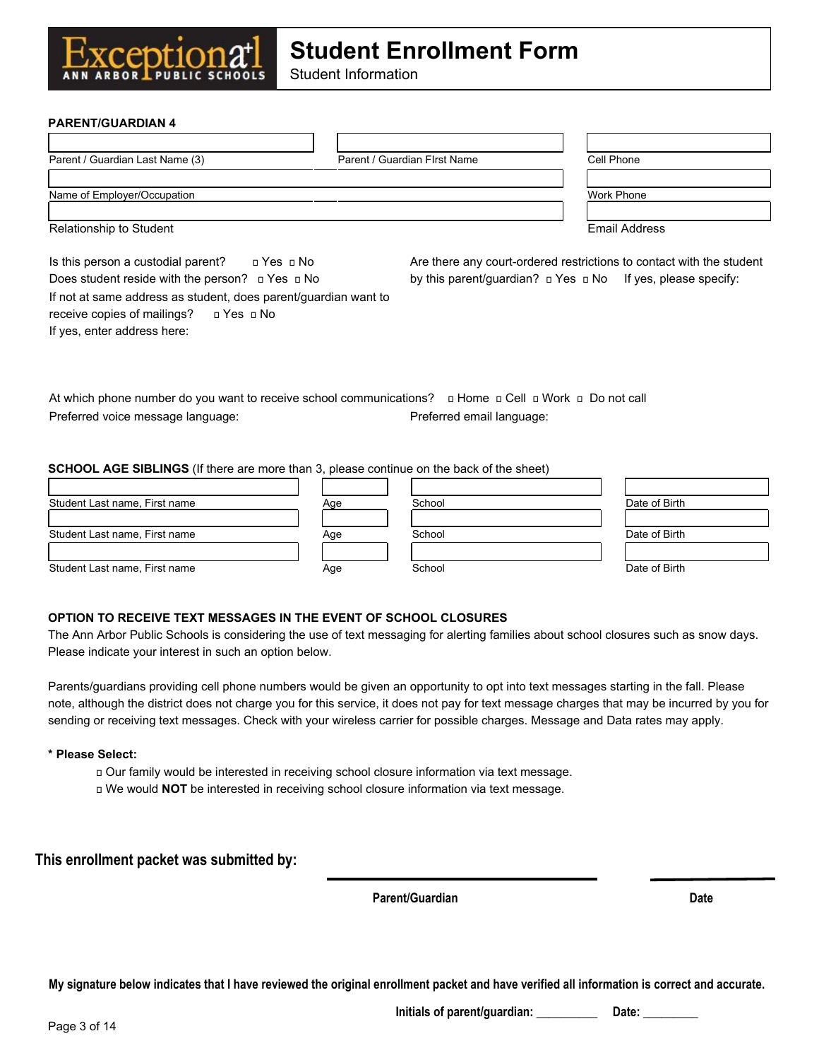# Student Enrollment Form

Student Information

**PARENT/GUARDIAN 4**

| | | |
|---|---|---|
| Parent / Guardian Last Name (3) | Parent / Guardian FIrst Name | Cell Phone |
| Name of Employer/Occupation | | Work Phone |
| Relationship to Student | | Email Address |

Is this person a custodial parent? ◻ Yes ◻ No

Does student reside with the person? ◻ Yes ◻ No

If not at same address as student, does parent/guardian want to receive copies of mailings? ◻ Yes ◻ No

If yes, enter address here:

Are there any court-ordered restrictions to contact with the student by this parent/guardian? ◻ Yes ◻ No If yes, please specify:

At which phone number do you want to receive school communications? ◻ Home ◻ Cell ◻ Work ◻ Do not call

Preferred voice message language:

Preferred email language:

**SCHOOL AGE SIBLINGS** (If there are more than 3, please continue on the back of the sheet)

| Student Last name, First name | Age | School | Date of Birth |
|---|---|---|---|
| | | | |
| | | | |
| | | | |

**OPTION TO RECEIVE TEXT MESSAGES IN THE EVENT OF SCHOOL CLOSURES**

The Ann Arbor Public Schools is considering the use of text messaging for alerting families about school closures such as snow days. Please indicate your interest in such an option below.

Parents/guardians providing cell phone numbers would be given an opportunity to opt into text messages starting in the fall. Please note, although the district does not charge you for this service, it does not pay for text message charges that may be incurred by you for sending or receiving text messages. Check with your wireless carrier for possible charges. Message and Data rates may apply.

**\* Please Select:**

◻ Our family would be interested in receiving school closure information via text message.

◻ We would **NOT** be interested in receiving school closure information via text message.

**This enrollment packet was submitted by:**

______________________________ ______________

**Parent/Guardian** **Date**

**My signature below indicates that I have reviewed the original enrollment packet and have verified all information is correct and accurate.**

**Initials of parent/guardian:** _________ **Date:** _________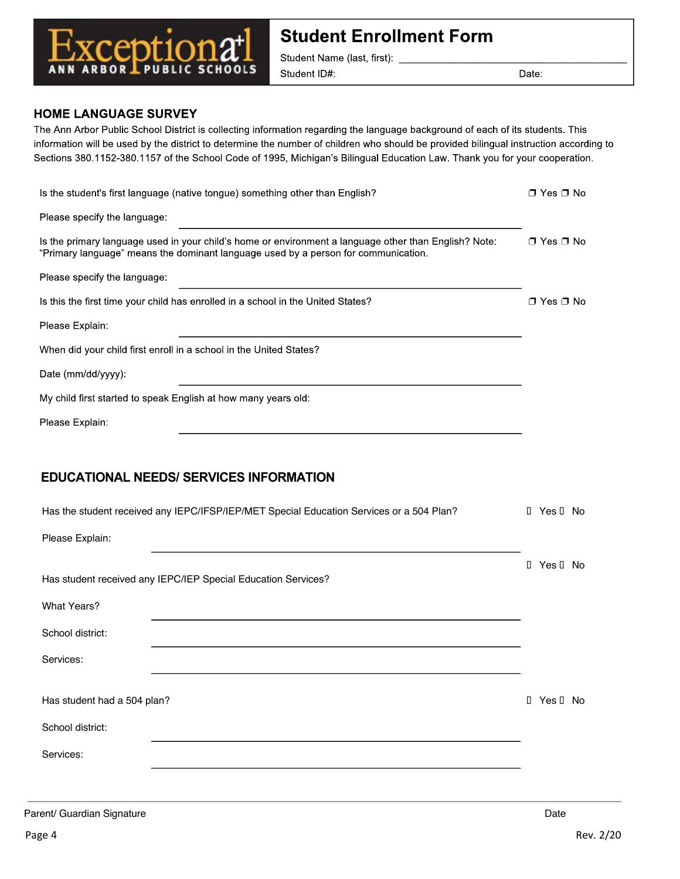Exceptional ANN ARBOR PUBLIC SCHOOLS

# Student Enrollment Form

Student Name (last, first): ___________________________

Student ID#: Date:

## HOME LANGUAGE SURVEY

The Ann Arbor Public School District is collecting information regarding the language background of each of its students. This information will be used by the district to determine the number of children who should be provided bilingual instruction according to Sections 380.1152-380.1157 of the School Code of 1995, Michigan's Bilingual Education Law. Thank you for your cooperation.

Is the student's first language (native tongue) something other than English? ❒ Yes ❒ No

Please specify the language: ___________________________

Is the primary language used in your child's home or environment a language other than English? Note: "Primary language" means the dominant language used by a person for communication. ❒ Yes ❒ No

Please specify the language: ___________________________

Is this the first time your child has enrolled in a school in the United States? ❒ Yes ❒ No

Please Explain: ___________________________

When did your child first enroll in a school in the United States?

Date (mm/dd/yyyy): ___________________________

My child first started to speak English at how many years old:

Please Explain: ___________________________

## EDUCATIONAL NEEDS/ SERVICES INFORMATION

Has the student received any IEPC/IFSP/IEP/MET Special Education Services or a 504 Plan? ☐ Yes ☐ No

Please Explain: ___________________________

Has student received any IEPC/IEP Special Education Services? ☐ Yes ☐ No

What Years? ___________________________

School district: ___________________________

Services: ___________________________

Has student had a 504 plan? ☐ Yes ☐ No

School district: ___________________________

Services: ___________________________

Parent/ Guardian Signature Date

Rev. 2/20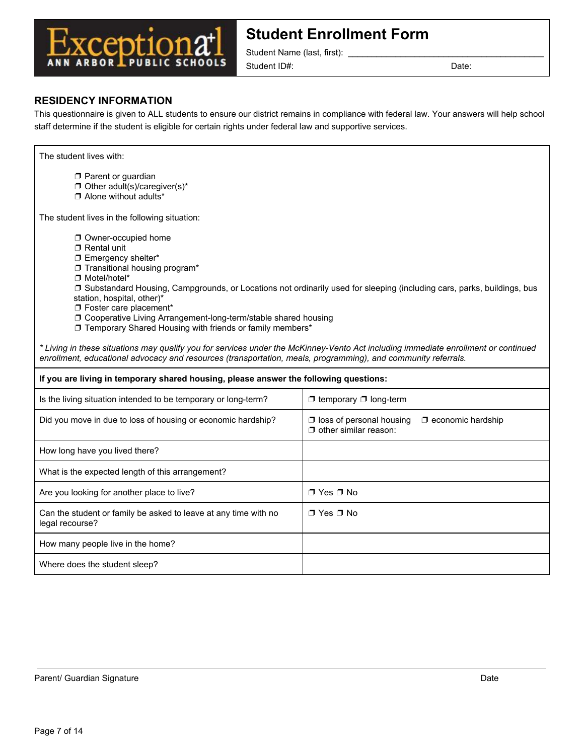Exceptional ANN ARBOR PUBLIC SCHOOLS

# Student Enrollment Form

Student Name (last, first): ___________________________________________

Student ID#: Date:

## RESIDENCY INFORMATION

This questionnaire is given to ALL students to ensure our district remains in compliance with federal law. Your answers will help school staff determine if the student is eligible for certain rights under federal law and supportive services.

The student lives with:

- ❒ Parent or guardian
- ❒ Other adult(s)/caregiver(s)*
- ❒ Alone without adults*

The student lives in the following situation:

- ❒ Owner-occupied home
- ❒ Rental unit
- ❒ Emergency shelter*
- ❒ Transitional housing program*
- ❒ Motel/hotel*
- ❒ Substandard Housing, Campgrounds, or Locations not ordinarily used for sleeping (including cars, parks, buildings, bus station, hospital, other)*
- ❒ Foster care placement*
- ❒ Cooperative Living Arrangement-long-term/stable shared housing
- ❒ Temporary Shared Housing with friends or family members*

*\* Living in these situations may qualify you for services under the McKinney-Vento Act including immediate enrollment or continued enrollment, educational advocacy and resources (transportation, meals, programming), and community referrals.*

| **If you are living in temporary shared housing, please answer the following questions:** | |
|---|---|
| Is the living situation intended to be temporary or long-term? | ❒ temporary ❒ long-term |
| Did you move in due to loss of housing or economic hardship? | ❒ loss of personal housing ❒ economic hardship ❒ other similar reason: |
| How long have you lived there? | |
| What is the expected length of this arrangement? | |
| Are you looking for another place to live? | ❒ Yes ❒ No |
| Can the student or family be asked to leave at any time with no legal recourse? | ❒ Yes ❒ No |
| How many people live in the home? | |
| Where does the student sleep? | |

Parent/ Guardian Signature Date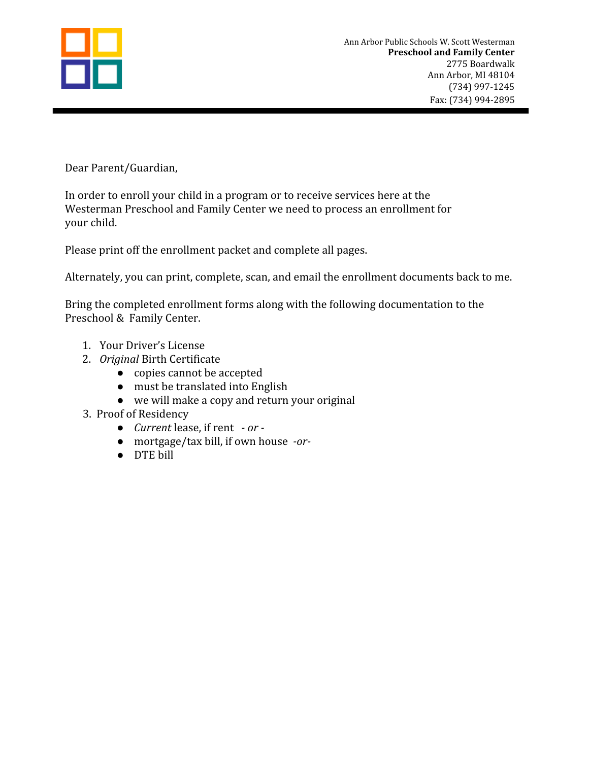Ann Arbor Public Schools W. Scott Westerman
**Preschool and Family Center**
2775 Boardwalk
Ann Arbor, MI 48104
(734) 997-1245
Fax: (734) 994-2895

Dear Parent/Guardian,

In order to enroll your child in a program or to receive services here at the Westerman Preschool and Family Center we need to process an enrollment for your child.

Please print off the enrollment packet and complete all pages.

Alternately, you can print, complete, scan, and email the enrollment documents back to me.

Bring the completed enrollment forms along with the following documentation to the Preschool & Family Center.

1. Your Driver's License
2. *Original* Birth Certificate
   - copies cannot be accepted
   - must be translated into English
   - we will make a copy and return your original
3. Proof of Residency
   - *Current* lease, if rent - *or* -
   - mortgage/tax bill, if own house -*or*-
   - DTE bill